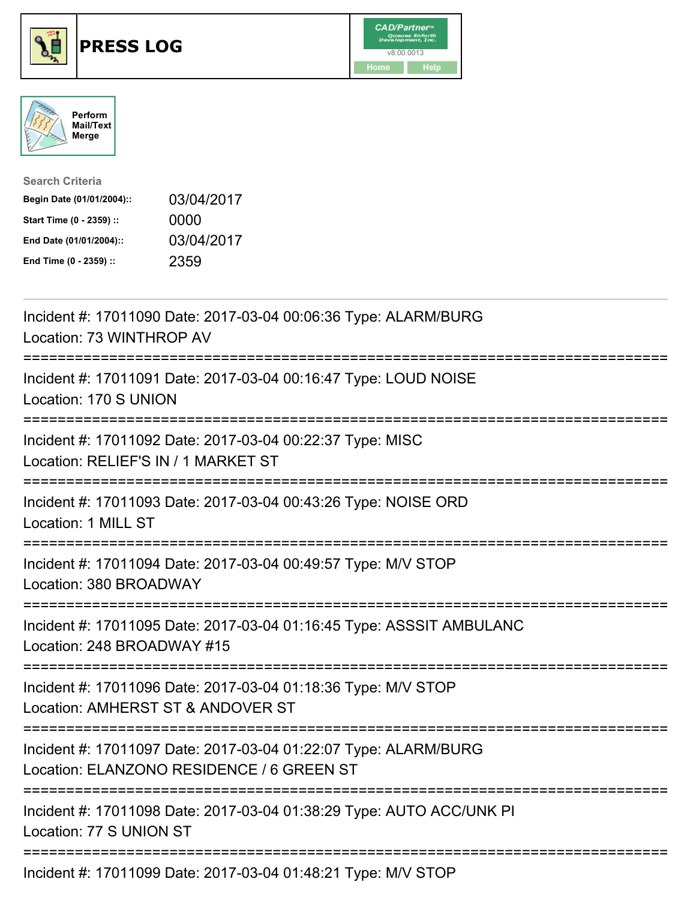# PRESS LOG

Perform Mail/Text Merge

**Search Criteria**

| | |
|---|---|
| **Begin Date (01/01/2004)::** | 03/04/2017 |
| **Start Time (0 - 2359) ::** | 0000 |
| **End Date (01/01/2004)::** | 03/04/2017 |
| **End Time (0 - 2359) ::** | 2359 |

Incident #: 17011090 Date: 2017-03-04 00:06:36 Type: ALARM/BURG
Location: 73 WINTHROP AV

===========================================================================

Incident #: 17011091 Date: 2017-03-04 00:16:47 Type: LOUD NOISE
Location: 170 S UNION

===========================================================================

Incident #: 17011092 Date: 2017-03-04 00:22:37 Type: MISC
Location: RELIEF'S IN / 1 MARKET ST

===========================================================================

Incident #: 17011093 Date: 2017-03-04 00:43:26 Type: NOISE ORD
Location: 1 MILL ST

===========================================================================

Incident #: 17011094 Date: 2017-03-04 00:49:57 Type: M/V STOP
Location: 380 BROADWAY

===========================================================================

Incident #: 17011095 Date: 2017-03-04 01:16:45 Type: ASSSIT AMBULANC
Location: 248 BROADWAY #15

===========================================================================

Incident #: 17011096 Date: 2017-03-04 01:18:36 Type: M/V STOP
Location: AMHERST ST & ANDOVER ST

===========================================================================

Incident #: 17011097 Date: 2017-03-04 01:22:07 Type: ALARM/BURG
Location: ELANZONO RESIDENCE / 6 GREEN ST

===========================================================================

Incident #: 17011098 Date: 2017-03-04 01:38:29 Type: AUTO ACC/UNK PI
Location: 77 S UNION ST

===========================================================================

Incident #: 17011099 Date: 2017-03-04 01:48:21 Type: M/V STOP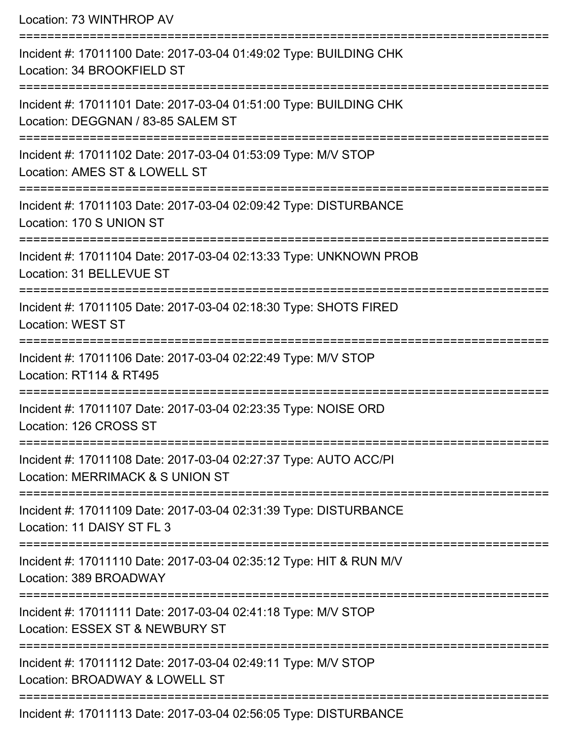Location: 73 WINTHROP AV

===========================================================================

Incident #: 17011100 Date: 2017-03-04 01:49:02 Type: BUILDING CHK
Location: 34 BROOKFIELD ST

===========================================================================

Incident #: 17011101 Date: 2017-03-04 01:51:00 Type: BUILDING CHK
Location: DEGGNAN / 83-85 SALEM ST

===========================================================================

Incident #: 17011102 Date: 2017-03-04 01:53:09 Type: M/V STOP
Location: AMES ST & LOWELL ST

===========================================================================

Incident #: 17011103 Date: 2017-03-04 02:09:42 Type: DISTURBANCE
Location: 170 S UNION ST

===========================================================================

Incident #: 17011104 Date: 2017-03-04 02:13:33 Type: UNKNOWN PROB
Location: 31 BELLEVUE ST

===========================================================================

Incident #: 17011105 Date: 2017-03-04 02:18:30 Type: SHOTS FIRED
Location: WEST ST

===========================================================================

Incident #: 17011106 Date: 2017-03-04 02:22:49 Type: M/V STOP
Location: RT114 & RT495

===========================================================================

Incident #: 17011107 Date: 2017-03-04 02:23:35 Type: NOISE ORD
Location: 126 CROSS ST

===========================================================================

Incident #: 17011108 Date: 2017-03-04 02:27:37 Type: AUTO ACC/PI
Location: MERRIMACK & S UNION ST

===========================================================================

Incident #: 17011109 Date: 2017-03-04 02:31:39 Type: DISTURBANCE
Location: 11 DAISY ST FL 3

===========================================================================

Incident #: 17011110 Date: 2017-03-04 02:35:12 Type: HIT & RUN M/V
Location: 389 BROADWAY

===========================================================================

Incident #: 17011111 Date: 2017-03-04 02:41:18 Type: M/V STOP
Location: ESSEX ST & NEWBURY ST

===========================================================================

Incident #: 17011112 Date: 2017-03-04 02:49:11 Type: M/V STOP
Location: BROADWAY & LOWELL ST

===========================================================================

Incident #: 17011113 Date: 2017-03-04 02:56:05 Type: DISTURBANCE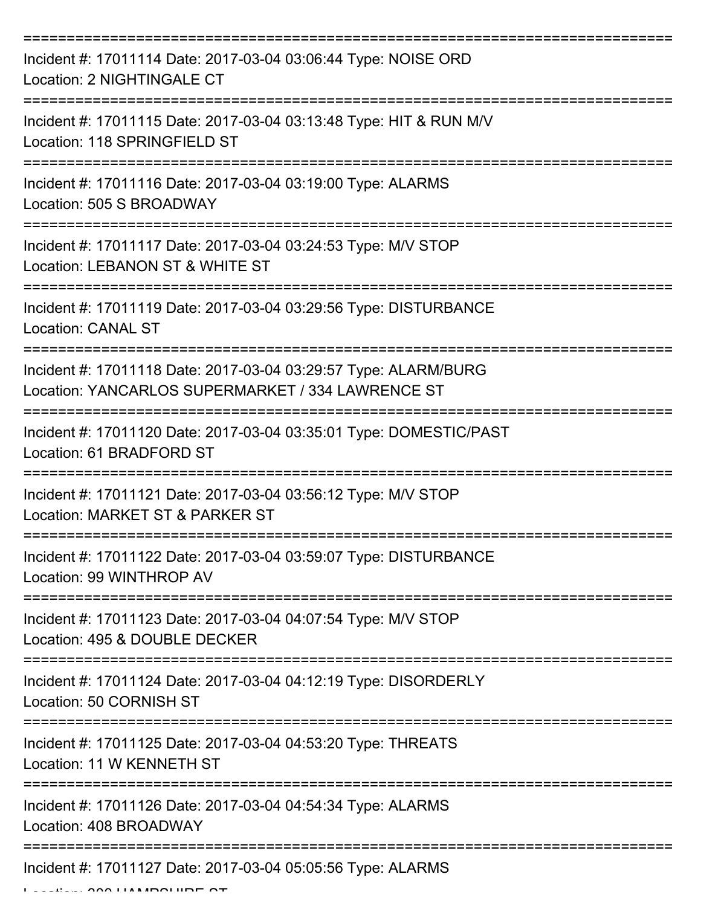Incident #: 17011114 Date: 2017-03-04 03:06:44 Type: NOISE ORD
Location: 2 NIGHTINGALE CT

Incident #: 17011115 Date: 2017-03-04 03:13:48 Type: HIT & RUN M/V
Location: 118 SPRINGFIELD ST

Incident #: 17011116 Date: 2017-03-04 03:19:00 Type: ALARMS
Location: 505 S BROADWAY

Incident #: 17011117 Date: 2017-03-04 03:24:53 Type: M/V STOP
Location: LEBANON ST & WHITE ST

Incident #: 17011119 Date: 2017-03-04 03:29:56 Type: DISTURBANCE
Location: CANAL ST

Incident #: 17011118 Date: 2017-03-04 03:29:57 Type: ALARM/BURG
Location: YANCARLOS SUPERMARKET / 334 LAWRENCE ST

Incident #: 17011120 Date: 2017-03-04 03:35:01 Type: DOMESTIC/PAST
Location: 61 BRADFORD ST

Incident #: 17011121 Date: 2017-03-04 03:56:12 Type: M/V STOP
Location: MARKET ST & PARKER ST

Incident #: 17011122 Date: 2017-03-04 03:59:07 Type: DISTURBANCE
Location: 99 WINTHROP AV

Incident #: 17011123 Date: 2017-03-04 04:07:54 Type: M/V STOP
Location: 495 & DOUBLE DECKER

Incident #: 17011124 Date: 2017-03-04 04:12:19 Type: DISORDERLY
Location: 50 CORNISH ST

Incident #: 17011125 Date: 2017-03-04 04:53:20 Type: THREATS
Location: 11 W KENNETH ST

Incident #: 17011126 Date: 2017-03-04 04:54:34 Type: ALARMS
Location: 408 BROADWAY

Incident #: 17011127 Date: 2017-03-04 05:05:56 Type: ALARMS
Location: 300 HAMPSHIRE ST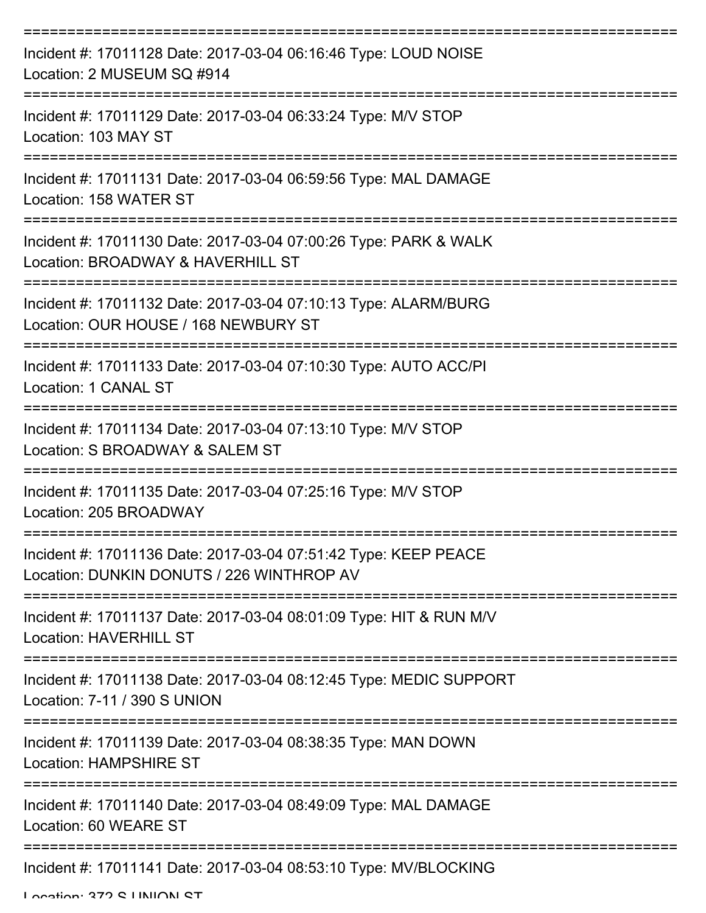Incident #: 17011128 Date: 2017-03-04 06:16:46 Type: LOUD NOISE
Location: 2 MUSEUM SQ #914

Incident #: 17011129 Date: 2017-03-04 06:33:24 Type: M/V STOP
Location: 103 MAY ST

Incident #: 17011131 Date: 2017-03-04 06:59:56 Type: MAL DAMAGE
Location: 158 WATER ST

Incident #: 17011130 Date: 2017-03-04 07:00:26 Type: PARK & WALK
Location: BROADWAY & HAVERHILL ST

Incident #: 17011132 Date: 2017-03-04 07:10:13 Type: ALARM/BURG
Location: OUR HOUSE / 168 NEWBURY ST

Incident #: 17011133 Date: 2017-03-04 07:10:30 Type: AUTO ACC/PI
Location: 1 CANAL ST

Incident #: 17011134 Date: 2017-03-04 07:13:10 Type: M/V STOP
Location: S BROADWAY & SALEM ST

Incident #: 17011135 Date: 2017-03-04 07:25:16 Type: M/V STOP
Location: 205 BROADWAY

Incident #: 17011136 Date: 2017-03-04 07:51:42 Type: KEEP PEACE
Location: DUNKIN DONUTS / 226 WINTHROP AV

Incident #: 17011137 Date: 2017-03-04 08:01:09 Type: HIT & RUN M/V
Location: HAVERHILL ST

Incident #: 17011138 Date: 2017-03-04 08:12:45 Type: MEDIC SUPPORT
Location: 7-11 / 390 S UNION

Incident #: 17011139 Date: 2017-03-04 08:38:35 Type: MAN DOWN
Location: HAMPSHIRE ST

Incident #: 17011140 Date: 2017-03-04 08:49:09 Type: MAL DAMAGE
Location: 60 WEARE ST

Incident #: 17011141 Date: 2017-03-04 08:53:10 Type: MV/BLOCKING
Location: 372 S UNION ST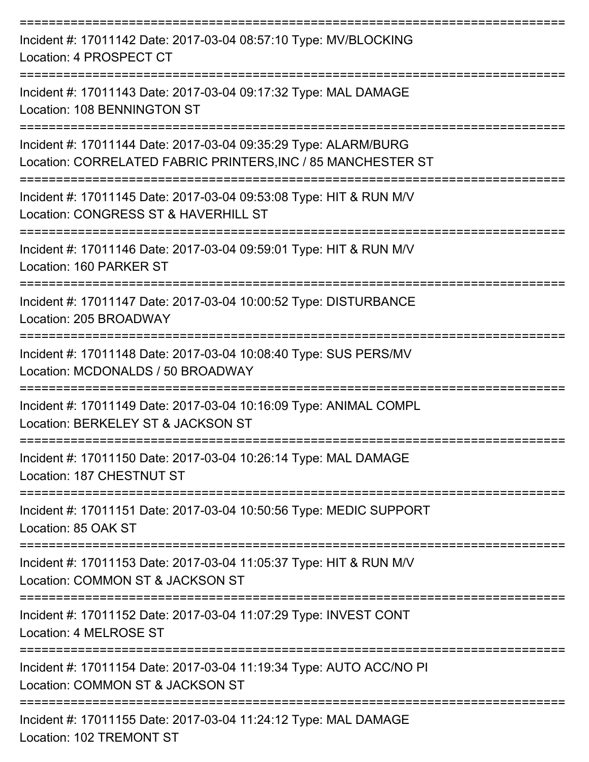===========================================================================

Incident #: 17011142 Date: 2017-03-04 08:57:10 Type: MV/BLOCKING
Location: 4 PROSPECT CT

===========================================================================

Incident #: 17011143 Date: 2017-03-04 09:17:32 Type: MAL DAMAGE
Location: 108 BENNINGTON ST

===========================================================================

Incident #: 17011144 Date: 2017-03-04 09:35:29 Type: ALARM/BURG
Location: CORRELATED FABRIC PRINTERS,INC / 85 MANCHESTER ST

===========================================================================

Incident #: 17011145 Date: 2017-03-04 09:53:08 Type: HIT & RUN M/V
Location: CONGRESS ST & HAVERHILL ST

===========================================================================

Incident #: 17011146 Date: 2017-03-04 09:59:01 Type: HIT & RUN M/V
Location: 160 PARKER ST

===========================================================================

Incident #: 17011147 Date: 2017-03-04 10:00:52 Type: DISTURBANCE
Location: 205 BROADWAY

===========================================================================

Incident #: 17011148 Date: 2017-03-04 10:08:40 Type: SUS PERS/MV
Location: MCDONALDS / 50 BROADWAY

===========================================================================

Incident #: 17011149 Date: 2017-03-04 10:16:09 Type: ANIMAL COMPL
Location: BERKELEY ST & JACKSON ST

===========================================================================

Incident #: 17011150 Date: 2017-03-04 10:26:14 Type: MAL DAMAGE
Location: 187 CHESTNUT ST

===========================================================================

Incident #: 17011151 Date: 2017-03-04 10:50:56 Type: MEDIC SUPPORT
Location: 85 OAK ST

===========================================================================

Incident #: 17011153 Date: 2017-03-04 11:05:37 Type: HIT & RUN M/V
Location: COMMON ST & JACKSON ST

===========================================================================

Incident #: 17011152 Date: 2017-03-04 11:07:29 Type: INVEST CONT
Location: 4 MELROSE ST

===========================================================================

Incident #: 17011154 Date: 2017-03-04 11:19:34 Type: AUTO ACC/NO PI
Location: COMMON ST & JACKSON ST

===========================================================================

Incident #: 17011155 Date: 2017-03-04 11:24:12 Type: MAL DAMAGE
Location: 102 TREMONT ST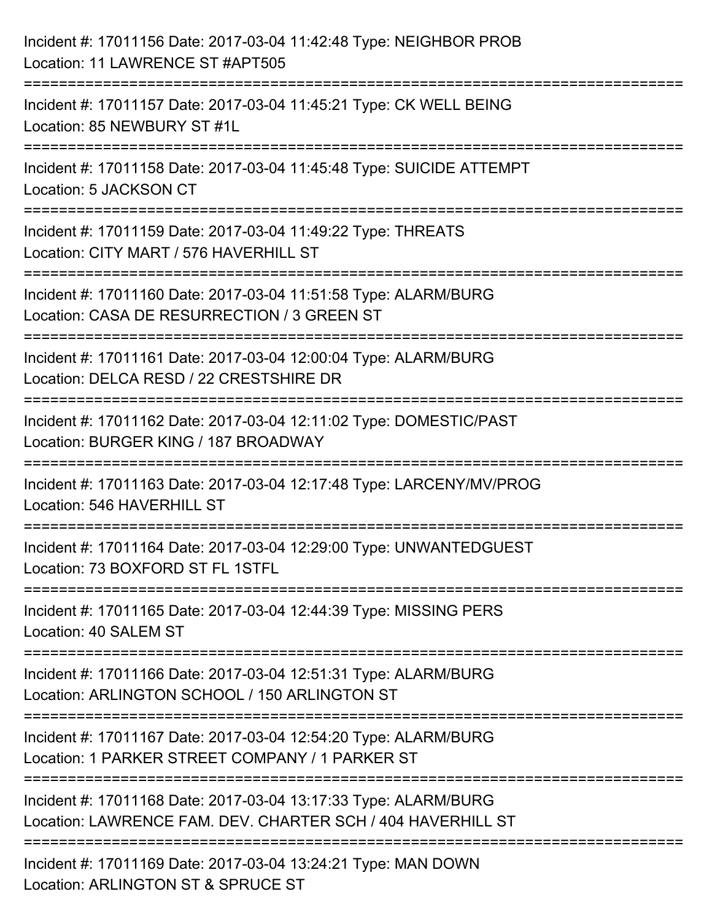Incident #: 17011156 Date: 2017-03-04 11:42:48 Type: NEIGHBOR PROB
Location: 11 LAWRENCE ST #APT505

===========================================================================

Incident #: 17011157 Date: 2017-03-04 11:45:21 Type: CK WELL BEING
Location: 85 NEWBURY ST #1L

===========================================================================

Incident #: 17011158 Date: 2017-03-04 11:45:48 Type: SUICIDE ATTEMPT
Location: 5 JACKSON CT

===========================================================================

Incident #: 17011159 Date: 2017-03-04 11:49:22 Type: THREATS
Location: CITY MART / 576 HAVERHILL ST

===========================================================================

Incident #: 17011160 Date: 2017-03-04 11:51:58 Type: ALARM/BURG
Location: CASA DE RESURRECTION / 3 GREEN ST

===========================================================================

Incident #: 17011161 Date: 2017-03-04 12:00:04 Type: ALARM/BURG
Location: DELCA RESD / 22 CRESTSHIRE DR

===========================================================================

Incident #: 17011162 Date: 2017-03-04 12:11:02 Type: DOMESTIC/PAST
Location: BURGER KING / 187 BROADWAY

===========================================================================

Incident #: 17011163 Date: 2017-03-04 12:17:48 Type: LARCENY/MV/PROG
Location: 546 HAVERHILL ST

===========================================================================

Incident #: 17011164 Date: 2017-03-04 12:29:00 Type: UNWANTEDGUEST
Location: 73 BOXFORD ST FL 1STFL

===========================================================================

Incident #: 17011165 Date: 2017-03-04 12:44:39 Type: MISSING PERS
Location: 40 SALEM ST

===========================================================================

Incident #: 17011166 Date: 2017-03-04 12:51:31 Type: ALARM/BURG
Location: ARLINGTON SCHOOL / 150 ARLINGTON ST

===========================================================================

Incident #: 17011167 Date: 2017-03-04 12:54:20 Type: ALARM/BURG
Location: 1 PARKER STREET COMPANY / 1 PARKER ST

===========================================================================

Incident #: 17011168 Date: 2017-03-04 13:17:33 Type: ALARM/BURG
Location: LAWRENCE FAM. DEV. CHARTER SCH / 404 HAVERHILL ST

===========================================================================

Incident #: 17011169 Date: 2017-03-04 13:24:21 Type: MAN DOWN
Location: ARLINGTON ST & SPRUCE ST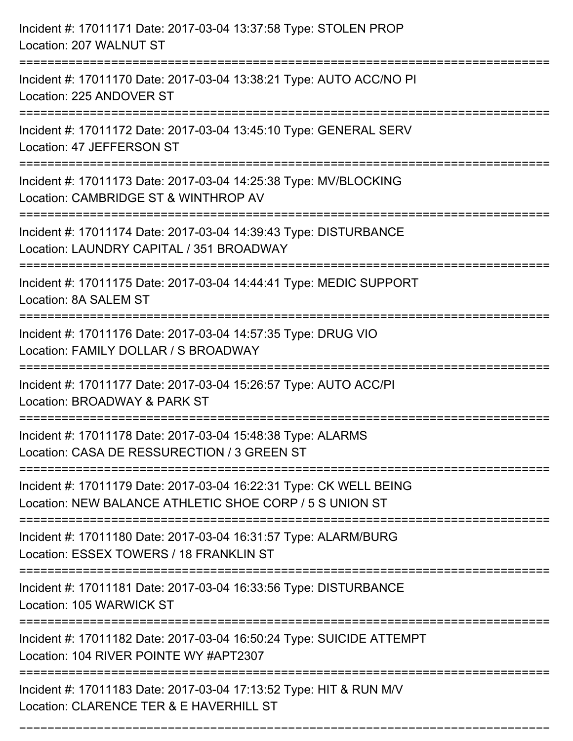Incident #: 17011171 Date: 2017-03-04 13:37:58 Type: STOLEN PROP
Location: 207 WALNUT ST

===========================================================================

Incident #: 17011170 Date: 2017-03-04 13:38:21 Type: AUTO ACC/NO PI
Location: 225 ANDOVER ST

===========================================================================

Incident #: 17011172 Date: 2017-03-04 13:45:10 Type: GENERAL SERV
Location: 47 JEFFERSON ST

===========================================================================

Incident #: 17011173 Date: 2017-03-04 14:25:38 Type: MV/BLOCKING
Location: CAMBRIDGE ST & WINTHROP AV

===========================================================================

Incident #: 17011174 Date: 2017-03-04 14:39:43 Type: DISTURBANCE
Location: LAUNDRY CAPITAL / 351 BROADWAY

===========================================================================

Incident #: 17011175 Date: 2017-03-04 14:44:41 Type: MEDIC SUPPORT
Location: 8A SALEM ST

===========================================================================

Incident #: 17011176 Date: 2017-03-04 14:57:35 Type: DRUG VIO
Location: FAMILY DOLLAR / S BROADWAY

===========================================================================

Incident #: 17011177 Date: 2017-03-04 15:26:57 Type: AUTO ACC/PI
Location: BROADWAY & PARK ST

===========================================================================

Incident #: 17011178 Date: 2017-03-04 15:48:38 Type: ALARMS
Location: CASA DE RESSURECTION / 3 GREEN ST

===========================================================================

Incident #: 17011179 Date: 2017-03-04 16:22:31 Type: CK WELL BEING
Location: NEW BALANCE ATHLETIC SHOE CORP / 5 S UNION ST

===========================================================================

Incident #: 17011180 Date: 2017-03-04 16:31:57 Type: ALARM/BURG
Location: ESSEX TOWERS / 18 FRANKLIN ST

===========================================================================

Incident #: 17011181 Date: 2017-03-04 16:33:56 Type: DISTURBANCE
Location: 105 WARWICK ST

===========================================================================

Incident #: 17011182 Date: 2017-03-04 16:50:24 Type: SUICIDE ATTEMPT
Location: 104 RIVER POINTE WY #APT2307

===========================================================================

Incident #: 17011183 Date: 2017-03-04 17:13:52 Type: HIT & RUN M/V
Location: CLARENCE TER & E HAVERHILL ST

===========================================================================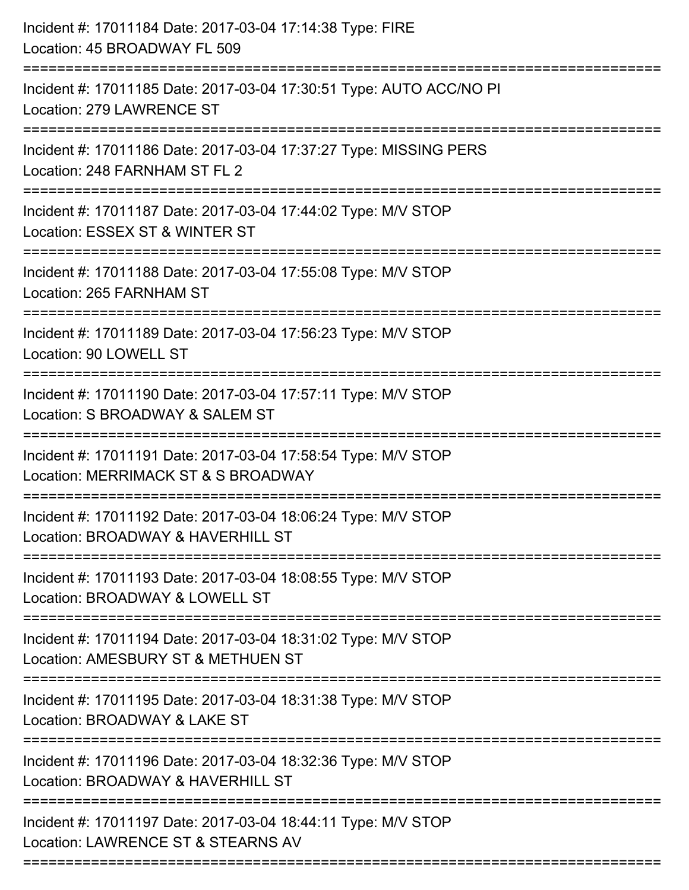Incident #: 17011184 Date: 2017-03-04 17:14:38 Type: FIRE
Location: 45 BROADWAY FL 509

===========================================================================

Incident #: 17011185 Date: 2017-03-04 17:30:51 Type: AUTO ACC/NO PI
Location: 279 LAWRENCE ST

===========================================================================

Incident #: 17011186 Date: 2017-03-04 17:37:27 Type: MISSING PERS
Location: 248 FARNHAM ST FL 2

===========================================================================

Incident #: 17011187 Date: 2017-03-04 17:44:02 Type: M/V STOP
Location: ESSEX ST & WINTER ST

===========================================================================

Incident #: 17011188 Date: 2017-03-04 17:55:08 Type: M/V STOP
Location: 265 FARNHAM ST

===========================================================================

Incident #: 17011189 Date: 2017-03-04 17:56:23 Type: M/V STOP
Location: 90 LOWELL ST

===========================================================================

Incident #: 17011190 Date: 2017-03-04 17:57:11 Type: M/V STOP
Location: S BROADWAY & SALEM ST

===========================================================================

Incident #: 17011191 Date: 2017-03-04 17:58:54 Type: M/V STOP
Location: MERRIMACK ST & S BROADWAY

===========================================================================

Incident #: 17011192 Date: 2017-03-04 18:06:24 Type: M/V STOP
Location: BROADWAY & HAVERHILL ST

===========================================================================

Incident #: 17011193 Date: 2017-03-04 18:08:55 Type: M/V STOP
Location: BROADWAY & LOWELL ST

===========================================================================

Incident #: 17011194 Date: 2017-03-04 18:31:02 Type: M/V STOP
Location: AMESBURY ST & METHUEN ST

===========================================================================

Incident #: 17011195 Date: 2017-03-04 18:31:38 Type: M/V STOP
Location: BROADWAY & LAKE ST

===========================================================================

Incident #: 17011196 Date: 2017-03-04 18:32:36 Type: M/V STOP
Location: BROADWAY & HAVERHILL ST

===========================================================================

Incident #: 17011197 Date: 2017-03-04 18:44:11 Type: M/V STOP
Location: LAWRENCE ST & STEARNS AV

===========================================================================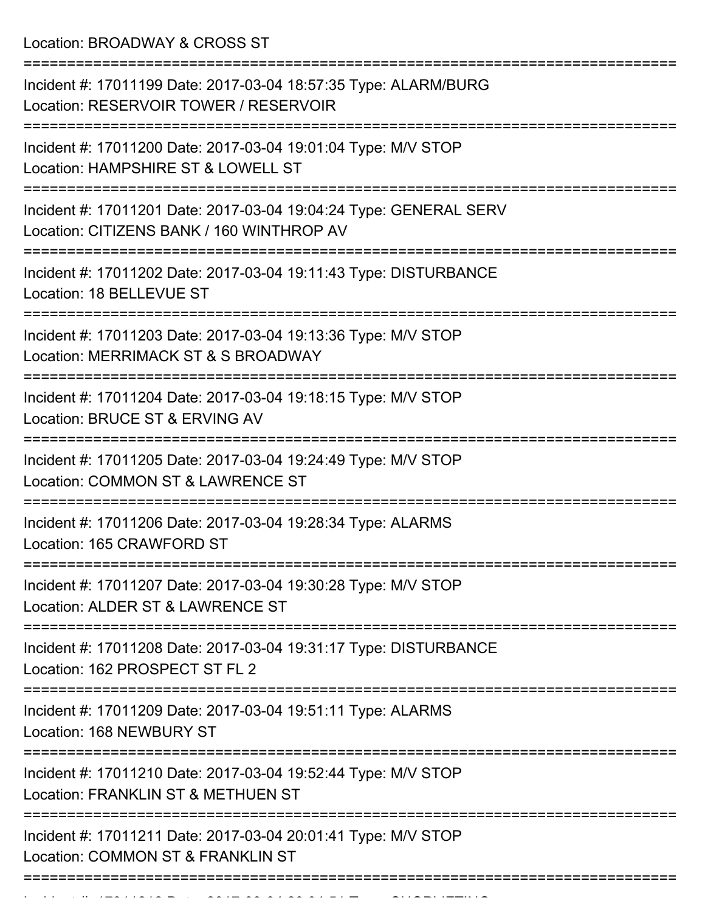Location: BROADWAY & CROSS ST

===========================================================================

Incident #: 17011199 Date: 2017-03-04 18:57:35 Type: ALARM/BURG
Location: RESERVOIR TOWER / RESERVOIR

===========================================================================

Incident #: 17011200 Date: 2017-03-04 19:01:04 Type: M/V STOP
Location: HAMPSHIRE ST & LOWELL ST

===========================================================================

Incident #: 17011201 Date: 2017-03-04 19:04:24 Type: GENERAL SERV
Location: CITIZENS BANK / 160 WINTHROP AV

===========================================================================

Incident #: 17011202 Date: 2017-03-04 19:11:43 Type: DISTURBANCE
Location: 18 BELLEVUE ST

===========================================================================

Incident #: 17011203 Date: 2017-03-04 19:13:36 Type: M/V STOP
Location: MERRIMACK ST & S BROADWAY

===========================================================================

Incident #: 17011204 Date: 2017-03-04 19:18:15 Type: M/V STOP
Location: BRUCE ST & ERVING AV

===========================================================================

Incident #: 17011205 Date: 2017-03-04 19:24:49 Type: M/V STOP
Location: COMMON ST & LAWRENCE ST

===========================================================================

Incident #: 17011206 Date: 2017-03-04 19:28:34 Type: ALARMS
Location: 165 CRAWFORD ST

===========================================================================

Incident #: 17011207 Date: 2017-03-04 19:30:28 Type: M/V STOP
Location: ALDER ST & LAWRENCE ST

===========================================================================

Incident #: 17011208 Date: 2017-03-04 19:31:17 Type: DISTURBANCE
Location: 162 PROSPECT ST FL 2

===========================================================================

Incident #: 17011209 Date: 2017-03-04 19:51:11 Type: ALARMS
Location: 168 NEWBURY ST

===========================================================================

Incident #: 17011210 Date: 2017-03-04 19:52:44 Type: M/V STOP
Location: FRANKLIN ST & METHUEN ST

===========================================================================

Incident #: 17011211 Date: 2017-03-04 20:01:41 Type: M/V STOP
Location: COMMON ST & FRANKLIN ST

===========================================================================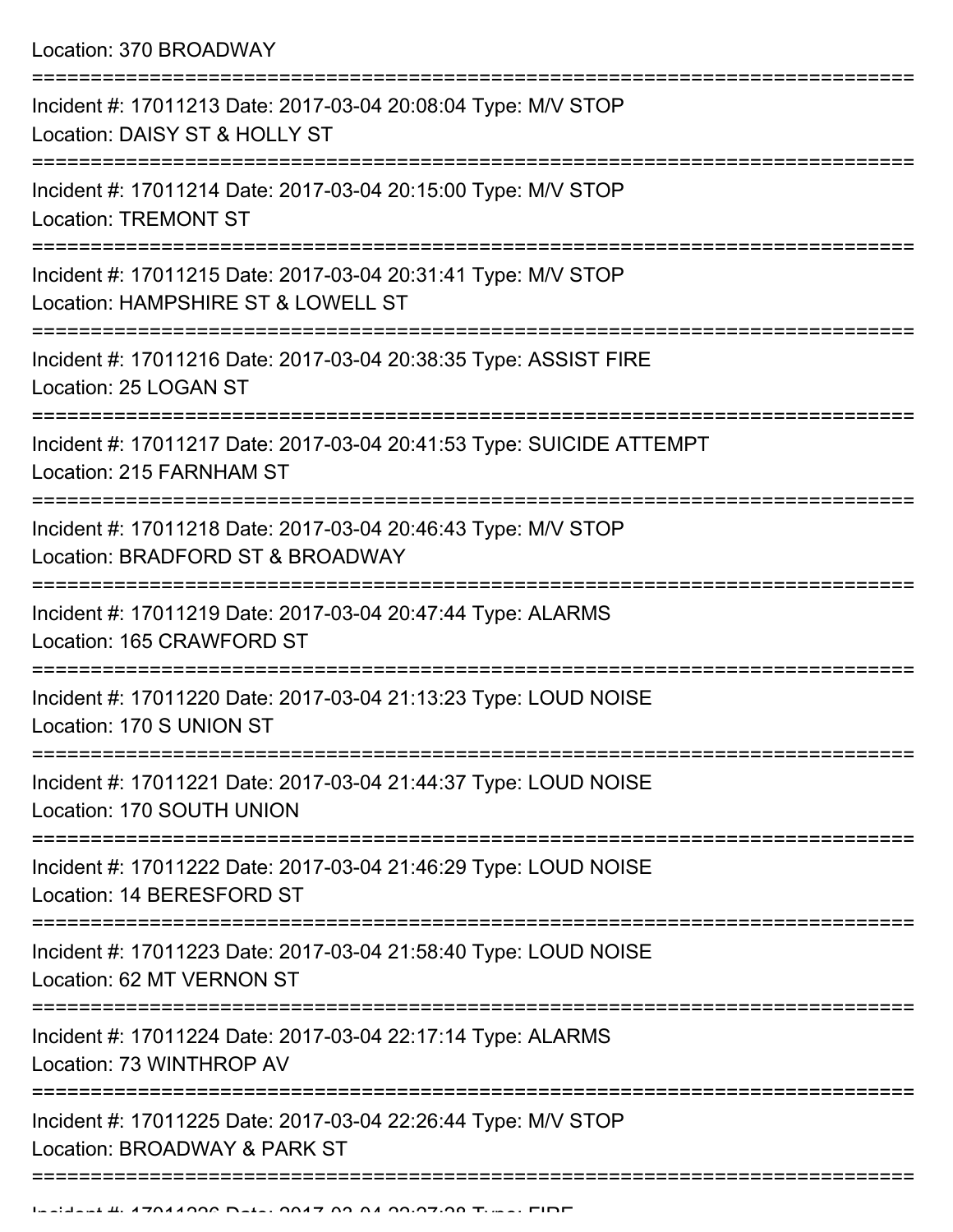Location: 370 BROADWAY

===========================================================================

Incident #: 17011213 Date: 2017-03-04 20:08:04 Type: M/V STOP
Location: DAISY ST & HOLLY ST

===========================================================================

Incident #: 17011214 Date: 2017-03-04 20:15:00 Type: M/V STOP
Location: TREMONT ST

===========================================================================

Incident #: 17011215 Date: 2017-03-04 20:31:41 Type: M/V STOP
Location: HAMPSHIRE ST & LOWELL ST

===========================================================================

Incident #: 17011216 Date: 2017-03-04 20:38:35 Type: ASSIST FIRE
Location: 25 LOGAN ST

===========================================================================

Incident #: 17011217 Date: 2017-03-04 20:41:53 Type: SUICIDE ATTEMPT
Location: 215 FARNHAM ST

===========================================================================

Incident #: 17011218 Date: 2017-03-04 20:46:43 Type: M/V STOP
Location: BRADFORD ST & BROADWAY

===========================================================================

Incident #: 17011219 Date: 2017-03-04 20:47:44 Type: ALARMS
Location: 165 CRAWFORD ST

===========================================================================

Incident #: 17011220 Date: 2017-03-04 21:13:23 Type: LOUD NOISE
Location: 170 S UNION ST

===========================================================================

Incident #: 17011221 Date: 2017-03-04 21:44:37 Type: LOUD NOISE
Location: 170 SOUTH UNION

===========================================================================

Incident #: 17011222 Date: 2017-03-04 21:46:29 Type: LOUD NOISE
Location: 14 BERESFORD ST

===========================================================================

Incident #: 17011223 Date: 2017-03-04 21:58:40 Type: LOUD NOISE
Location: 62 MT VERNON ST

===========================================================================

Incident #: 17011224 Date: 2017-03-04 22:17:14 Type: ALARMS
Location: 73 WINTHROP AV

===========================================================================

Incident #: 17011225 Date: 2017-03-04 22:26:44 Type: M/V STOP
Location: BROADWAY & PARK ST

===========================================================================

Incident #: 17011226 Date: 2017-03-04 22:27:28 Type: FIRE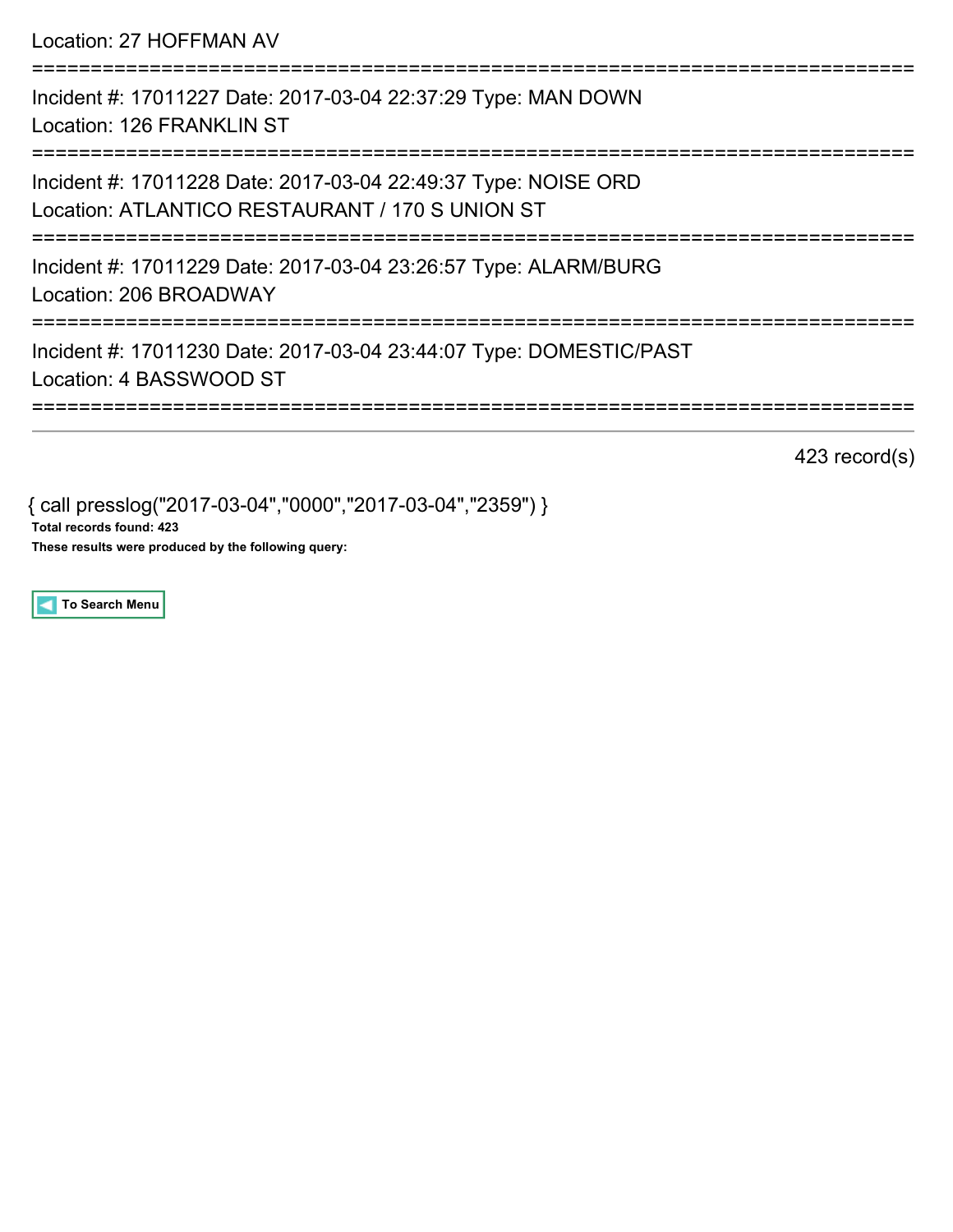Location: 27 HOFFMAN AV

===========================================================================

Incident #: 17011227 Date: 2017-03-04 22:37:29 Type: MAN DOWN
Location: 126 FRANKLIN ST

===========================================================================

Incident #: 17011228 Date: 2017-03-04 22:49:37 Type: NOISE ORD
Location: ATLANTICO RESTAURANT / 170 S UNION ST

===========================================================================

Incident #: 17011229 Date: 2017-03-04 23:26:57 Type: ALARM/BURG
Location: 206 BROADWAY

===========================================================================

Incident #: 17011230 Date: 2017-03-04 23:44:07 Type: DOMESTIC/PAST
Location: 4 BASSWOOD ST

===========================================================================

423 record(s)

{ call presslog("2017-03-04","0000","2017-03-04","2359") }

**Total records found: 423**

**These results were produced by the following query:**

To Search Menu